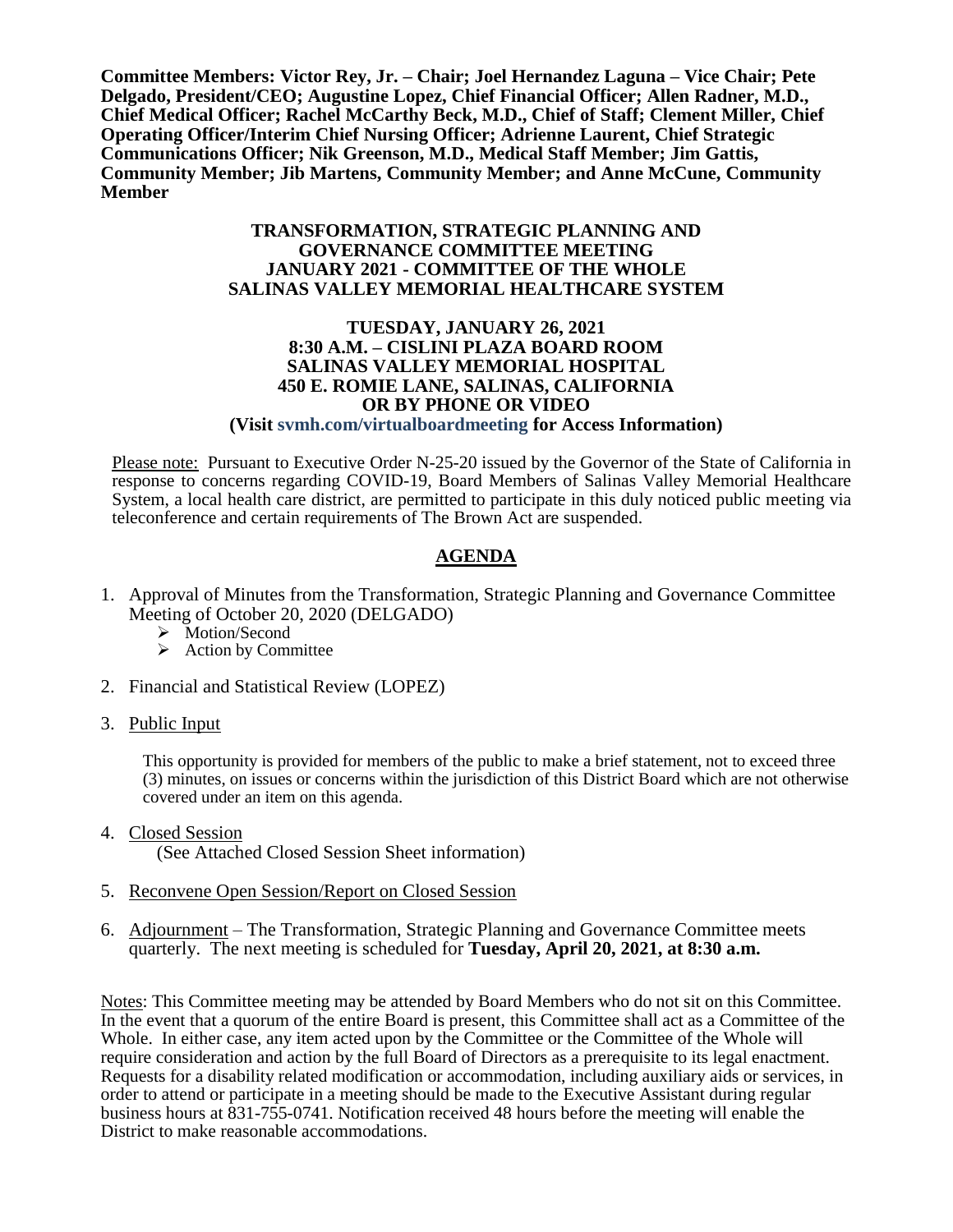**Committee Members: Victor Rey, Jr. – Chair; Joel Hernandez Laguna – Vice Chair; Pete Delgado, President/CEO; Augustine Lopez, Chief Financial Officer; Allen Radner, M.D., Chief Medical Officer; Rachel McCarthy Beck, M.D., Chief of Staff; Clement Miller, Chief Operating Officer/Interim Chief Nursing Officer; Adrienne Laurent, Chief Strategic Communications Officer; Nik Greenson, M.D., Medical Staff Member; Jim Gattis, Community Member; Jib Martens, Community Member; and Anne McCune, Community Member**

**TRANSFORMATION, STRATEGIC PLANNING AND GOVERNANCE COMMITTEE MEETING**
**JANUARY 2021 - COMMITTEE OF THE WHOLE**
**SALINAS VALLEY MEMORIAL HEALTHCARE SYSTEM**

**TUESDAY, JANUARY 26, 2021**
**8:30 A.M. – CISLINI PLAZA BOARD ROOM**
**SALINAS VALLEY MEMORIAL HOSPITAL**
**450 E. ROMIE LANE, SALINAS, CALIFORNIA**
**OR BY PHONE OR VIDEO**
**(Visit svmh.com/virtualboardmeeting for Access Information)**

Please note: Pursuant to Executive Order N-25-20 issued by the Governor of the State of California in response to concerns regarding COVID-19, Board Members of Salinas Valley Memorial Healthcare System, a local health care district, are permitted to participate in this duly noticed public meeting via teleconference and certain requirements of The Brown Act are suspended.

## AGENDA

1. Approval of Minutes from the Transformation, Strategic Planning and Governance Committee Meeting of October 20, 2020 (DELGADO)
   - Motion/Second
   - Action by Committee

2. Financial and Statistical Review (LOPEZ)

3. Public Input

   This opportunity is provided for members of the public to make a brief statement, not to exceed three (3) minutes, on issues or concerns within the jurisdiction of this District Board which are not otherwise covered under an item on this agenda.

4. Closed Session
   (See Attached Closed Session Sheet information)

5. Reconvene Open Session/Report on Closed Session

6. Adjournment – The Transformation, Strategic Planning and Governance Committee meets quarterly. The next meeting is scheduled for **Tuesday, April 20, 2021, at 8:30 a.m.**

Notes: This Committee meeting may be attended by Board Members who do not sit on this Committee. In the event that a quorum of the entire Board is present, this Committee shall act as a Committee of the Whole. In either case, any item acted upon by the Committee or the Committee of the Whole will require consideration and action by the full Board of Directors as a prerequisite to its legal enactment. Requests for a disability related modification or accommodation, including auxiliary aids or services, in order to attend or participate in a meeting should be made to the Executive Assistant during regular business hours at 831-755-0741. Notification received 48 hours before the meeting will enable the District to make reasonable accommodations.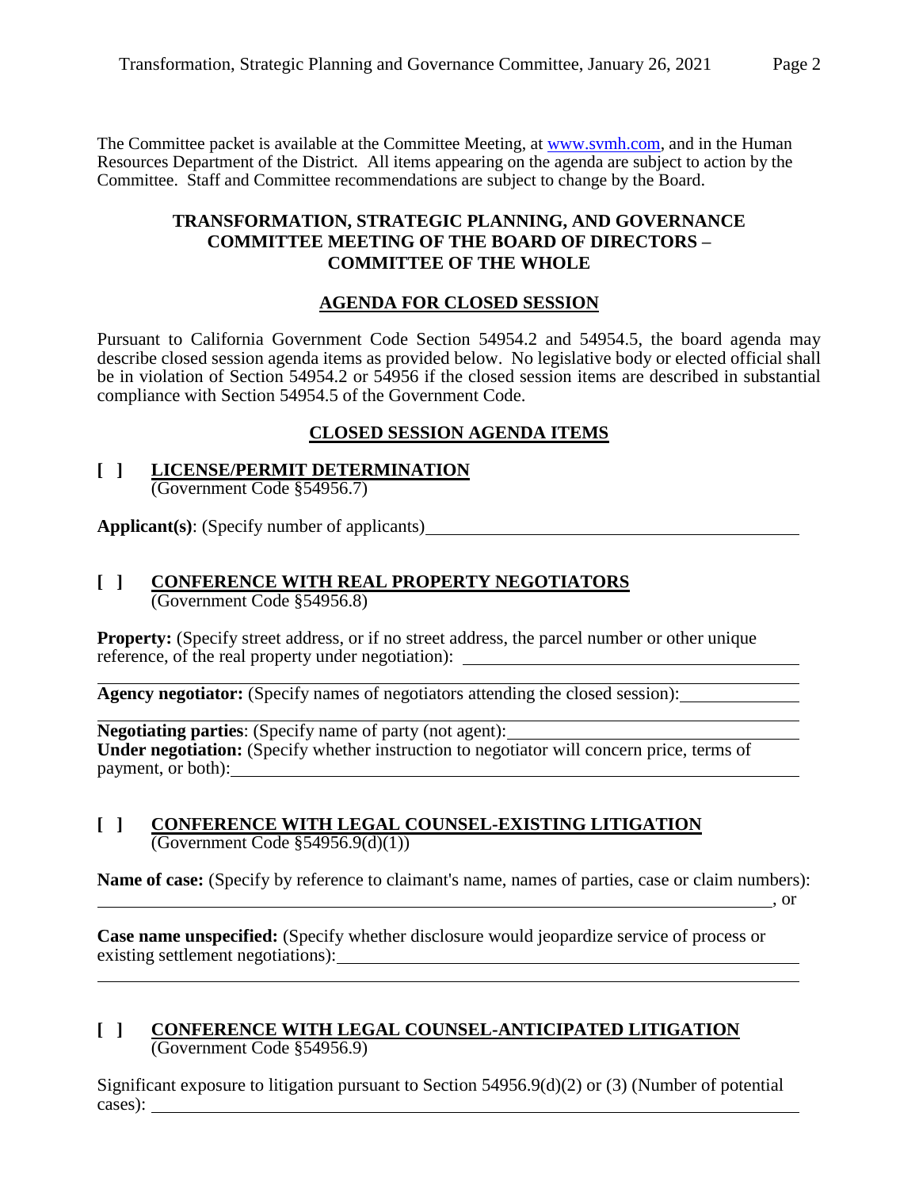The Committee packet is available at the Committee Meeting, at www.svmh.com, and in the Human Resources Department of the District. All items appearing on the agenda are subject to action by the Committee. Staff and Committee recommendations are subject to change by the Board.

## TRANSFORMATION, STRATEGIC PLANNING, AND GOVERNANCE COMMITTEE MEETING OF THE BOARD OF DIRECTORS – COMMITTEE OF THE WHOLE

## AGENDA FOR CLOSED SESSION

Pursuant to California Government Code Section 54954.2 and 54954.5, the board agenda may describe closed session agenda items as provided below. No legislative body or elected official shall be in violation of Section 54954.2 or 54956 if the closed session items are described in substantial compliance with Section 54954.5 of the Government Code.

## CLOSED SESSION AGENDA ITEMS

**[ ] LICENSE/PERMIT DETERMINATION**
(Government Code §54956.7)

**Applicant(s)**: (Specify number of applicants)\_\_\_\_\_\_\_\_\_\_\_\_\_\_\_\_\_\_\_\_\_\_\_\_\_\_\_\_\_\_

**[ ] CONFERENCE WITH REAL PROPERTY NEGOTIATORS**
(Government Code §54956.8)

**Property:** (Specify street address, or if no street address, the parcel number or other unique reference, of the real property under negotiation): \_\_\_\_\_\_\_\_\_\_\_\_\_\_\_\_\_\_\_\_\_\_\_\_\_\_\_\_\_\_

**Agency negotiator:** (Specify names of negotiators attending the closed session):\_\_\_\_\_\_\_\_\_\_\_\_

**Negotiating parties**: (Specify name of party (not agent):\_\_\_\_\_\_\_\_\_\_\_\_\_\_\_\_\_\_\_\_\_\_\_\_\_\_\_\_
**Under negotiation:** (Specify whether instruction to negotiator will concern price, terms of payment, or both):\_\_\_\_\_\_\_\_\_\_\_\_\_\_\_\_\_\_\_\_\_\_\_\_\_\_\_\_\_\_\_\_\_\_\_\_\_\_\_\_\_\_\_\_\_\_\_\_\_\_

**[ ] CONFERENCE WITH LEGAL COUNSEL-EXISTING LITIGATION**
(Government Code §54956.9(d)(1))

**Name of case:** (Specify by reference to claimant's name, names of parties, case or claim numbers):
\_\_\_\_\_\_\_\_\_\_\_\_\_\_\_\_\_\_\_\_\_\_\_\_\_\_\_\_\_\_\_\_\_\_\_\_\_\_\_\_\_\_\_\_\_\_\_\_\_\_\_\_\_\_\_\_\_\_\_\_\_\_\_\_\_\_\_\_\_\_\_\_, or

**Case name unspecified:** (Specify whether disclosure would jeopardize service of process or existing settlement negotiations):\_\_\_\_\_\_\_\_\_\_\_\_\_\_\_\_\_\_\_\_\_\_\_\_\_\_\_\_\_\_\_\_\_\_\_\_\_\_\_\_\_\_\_\_\_\_\_\_

**[ ] CONFERENCE WITH LEGAL COUNSEL-ANTICIPATED LITIGATION**
(Government Code §54956.9)

Significant exposure to litigation pursuant to Section 54956.9(d)(2) or (3) (Number of potential cases): \_\_\_\_\_\_\_\_\_\_\_\_\_\_\_\_\_\_\_\_\_\_\_\_\_\_\_\_\_\_\_\_\_\_\_\_\_\_\_\_\_\_\_\_\_\_\_\_\_\_\_\_\_\_\_\_\_\_\_\_\_\_\_\_\_\_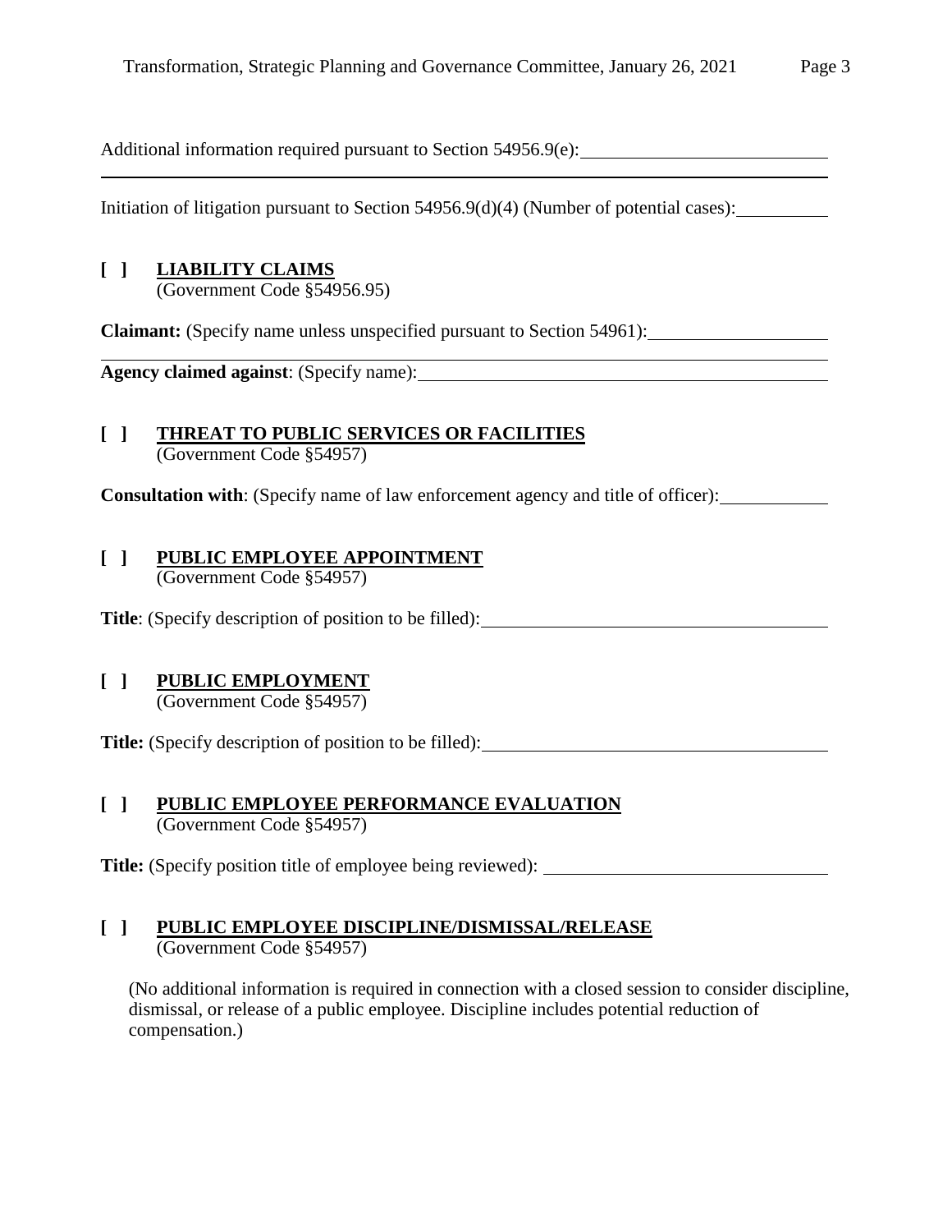Additional information required pursuant to Section 54956.9(e): \_\_\_\_\_\_\_\_\_\_\_\_\_\_\_\_\_\_\_\_\_\_\_\_\_\_\_\_

Initiation of litigation pursuant to Section 54956.9(d)(4) (Number of potential cases): \_\_\_\_\_\_\_\_\_\_

**[ ] <u>LIABILITY CLAIMS</u>**
(Government Code §54956.95)

**Claimant:** (Specify name unless unspecified pursuant to Section 54961): \_\_\_\_\_\_\_\_\_\_\_\_\_\_\_\_\_\_\_\_

**Agency claimed against**: (Specify name): \_\_\_\_\_\_\_\_\_\_\_\_\_\_\_\_\_\_\_\_\_\_\_\_\_\_\_\_\_\_\_\_\_\_\_\_\_\_\_\_\_\_\_\_\_\_

**[ ] <u>THREAT TO PUBLIC SERVICES OR FACILITIES</u>**
(Government Code §54957)

**Consultation with**: (Specify name of law enforcement agency and title of officer): \_\_\_\_\_\_\_\_\_\_\_\_

**[ ] <u>PUBLIC EMPLOYEE APPOINTMENT</u>**
(Government Code §54957)

**Title**: (Specify description of position to be filled): \_\_\_\_\_\_\_\_\_\_\_\_\_\_\_\_\_\_\_\_\_\_\_\_\_\_\_\_\_\_\_\_\_\_\_\_\_\_

**[ ] <u>PUBLIC EMPLOYMENT</u>**
(Government Code §54957)

**Title:** (Specify description of position to be filled): \_\_\_\_\_\_\_\_\_\_\_\_\_\_\_\_\_\_\_\_\_\_\_\_\_\_\_\_\_\_\_\_\_\_\_\_\_\_

**[ ] <u>PUBLIC EMPLOYEE PERFORMANCE EVALUATION</u>**
(Government Code §54957)

**Title:** (Specify position title of employee being reviewed): \_\_\_\_\_\_\_\_\_\_\_\_\_\_\_\_\_\_\_\_\_\_\_\_\_\_\_\_\_\_\_

**[ ] <u>PUBLIC EMPLOYEE DISCIPLINE/DISMISSAL/RELEASE</u>**
(Government Code §54957)

(No additional information is required in connection with a closed session to consider discipline, dismissal, or release of a public employee. Discipline includes potential reduction of compensation.)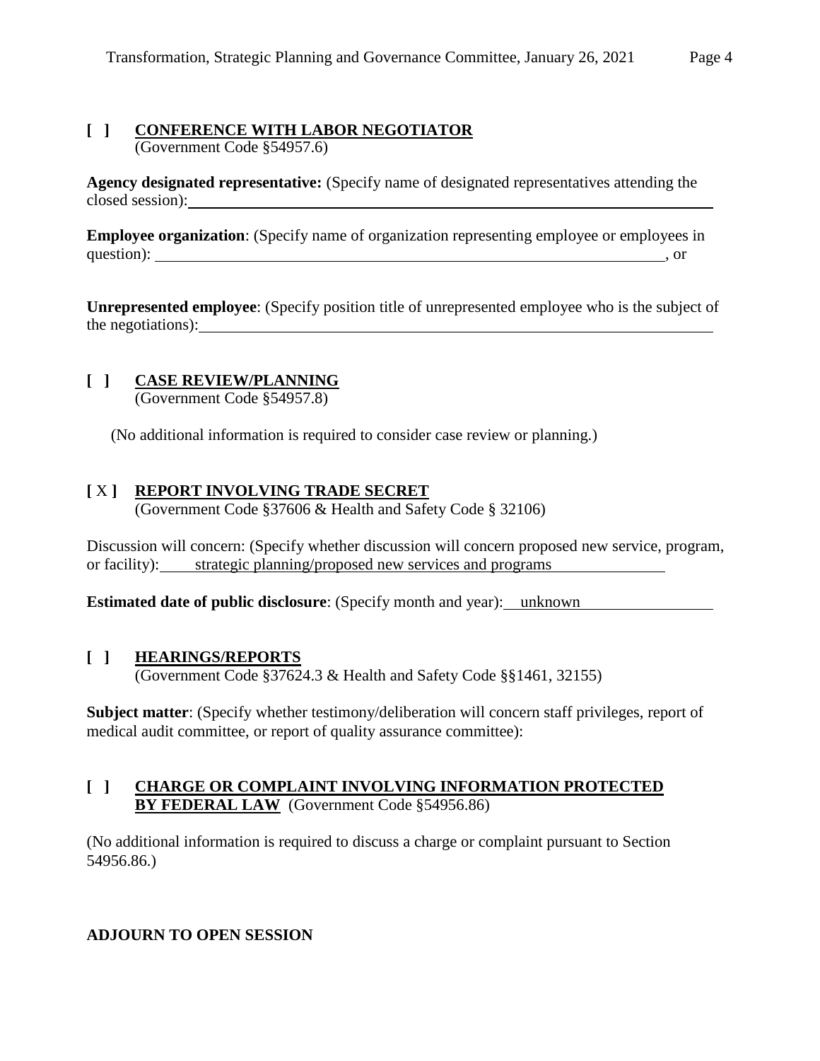**[ ] CONFERENCE WITH LABOR NEGOTIATOR**
(Government Code §54957.6)

**Agency designated representative:** (Specify name of designated representatives attending the closed session): \_\_\_\_\_\_\_\_\_\_\_\_\_\_\_\_\_\_\_\_\_\_\_\_\_\_\_\_\_\_\_\_\_\_\_\_\_\_\_\_

**Employee organization**: (Specify name of organization representing employee or employees in question): \_\_\_\_\_\_\_\_\_\_\_\_\_\_\_\_\_\_\_\_\_\_\_\_\_\_\_\_\_\_\_\_\_\_\_\_\_\_\_\_, or

**Unrepresented employee**: (Specify position title of unrepresented employee who is the subject of the negotiations): \_\_\_\_\_\_\_\_\_\_\_\_\_\_\_\_\_\_\_\_\_\_\_\_\_\_\_\_\_\_\_\_\_\_\_\_\_\_\_\_

**[ ] CASE REVIEW/PLANNING**
(Government Code §54957.8)

(No additional information is required to consider case review or planning.)

**[ X ] REPORT INVOLVING TRADE SECRET**
(Government Code §37606 & Health and Safety Code § 32106)

Discussion will concern: (Specify whether discussion will concern proposed new service, program, or facility): strategic planning/proposed new services and programs

**Estimated date of public disclosure**: (Specify month and year): unknown

**[ ] HEARINGS/REPORTS**
(Government Code §37624.3 & Health and Safety Code §§1461, 32155)

**Subject matter**: (Specify whether testimony/deliberation will concern staff privileges, report of medical audit committee, or report of quality assurance committee):

**[ ] CHARGE OR COMPLAINT INVOLVING INFORMATION PROTECTED BY FEDERAL LAW** (Government Code §54956.86)

(No additional information is required to discuss a charge or complaint pursuant to Section 54956.86.)

**ADJOURN TO OPEN SESSION**